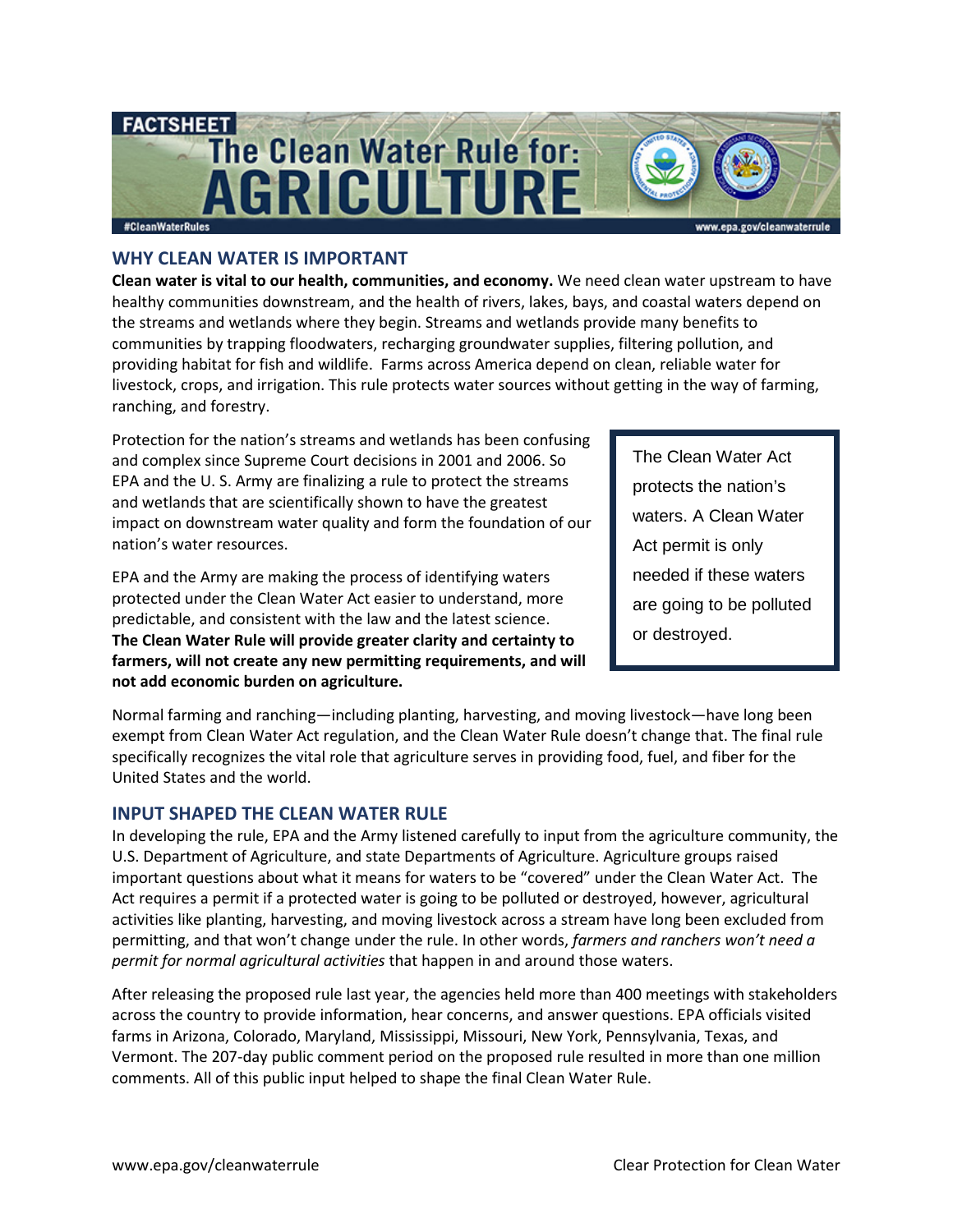FACTSHEET

# The Clean Water Rule for: AGRICULTURE

#CleanWaterRules

www.epa.gov/cleanwaterrule

## WHY CLEAN WATER IS IMPORTANT

**Clean water is vital to our health, communities, and economy.** We need clean water upstream to have healthy communities downstream, and the health of rivers, lakes, bays, and coastal waters depend on the streams and wetlands where they begin. Streams and wetlands provide many benefits to communities by trapping floodwaters, recharging groundwater supplies, filtering pollution, and providing habitat for fish and wildlife. Farms across America depend on clean, reliable water for livestock, crops, and irrigation. This rule protects water sources without getting in the way of farming, ranching, and forestry.

Protection for the nation's streams and wetlands has been confusing and complex since Supreme Court decisions in 2001 and 2006. So EPA and the U. S. Army are finalizing a rule to protect the streams and wetlands that are scientifically shown to have the greatest impact on downstream water quality and form the foundation of our nation's water resources.

EPA and the Army are making the process of identifying waters protected under the Clean Water Act easier to understand, more predictable, and consistent with the law and the latest science. **The Clean Water Rule will provide greater clarity and certainty to farmers, will not create any new permitting requirements, and will not add economic burden on agriculture.**

> The Clean Water Act protects the nation's waters. A Clean Water Act permit is only needed if these waters are going to be polluted or destroyed.

Normal farming and ranching—including planting, harvesting, and moving livestock—have long been exempt from Clean Water Act regulation, and the Clean Water Rule doesn't change that. The final rule specifically recognizes the vital role that agriculture serves in providing food, fuel, and fiber for the United States and the world.

## INPUT SHAPED THE CLEAN WATER RULE

In developing the rule, EPA and the Army listened carefully to input from the agriculture community, the U.S. Department of Agriculture, and state Departments of Agriculture. Agriculture groups raised important questions about what it means for waters to be "covered" under the Clean Water Act. The Act requires a permit if a protected water is going to be polluted or destroyed, however, agricultural activities like planting, harvesting, and moving livestock across a stream have long been excluded from permitting, and that won't change under the rule. In other words, *farmers and ranchers won't need a permit for normal agricultural activities* that happen in and around those waters.

After releasing the proposed rule last year, the agencies held more than 400 meetings with stakeholders across the country to provide information, hear concerns, and answer questions. EPA officials visited farms in Arizona, Colorado, Maryland, Mississippi, Missouri, New York, Pennsylvania, Texas, and Vermont. The 207-day public comment period on the proposed rule resulted in more than one million comments. All of this public input helped to shape the final Clean Water Rule.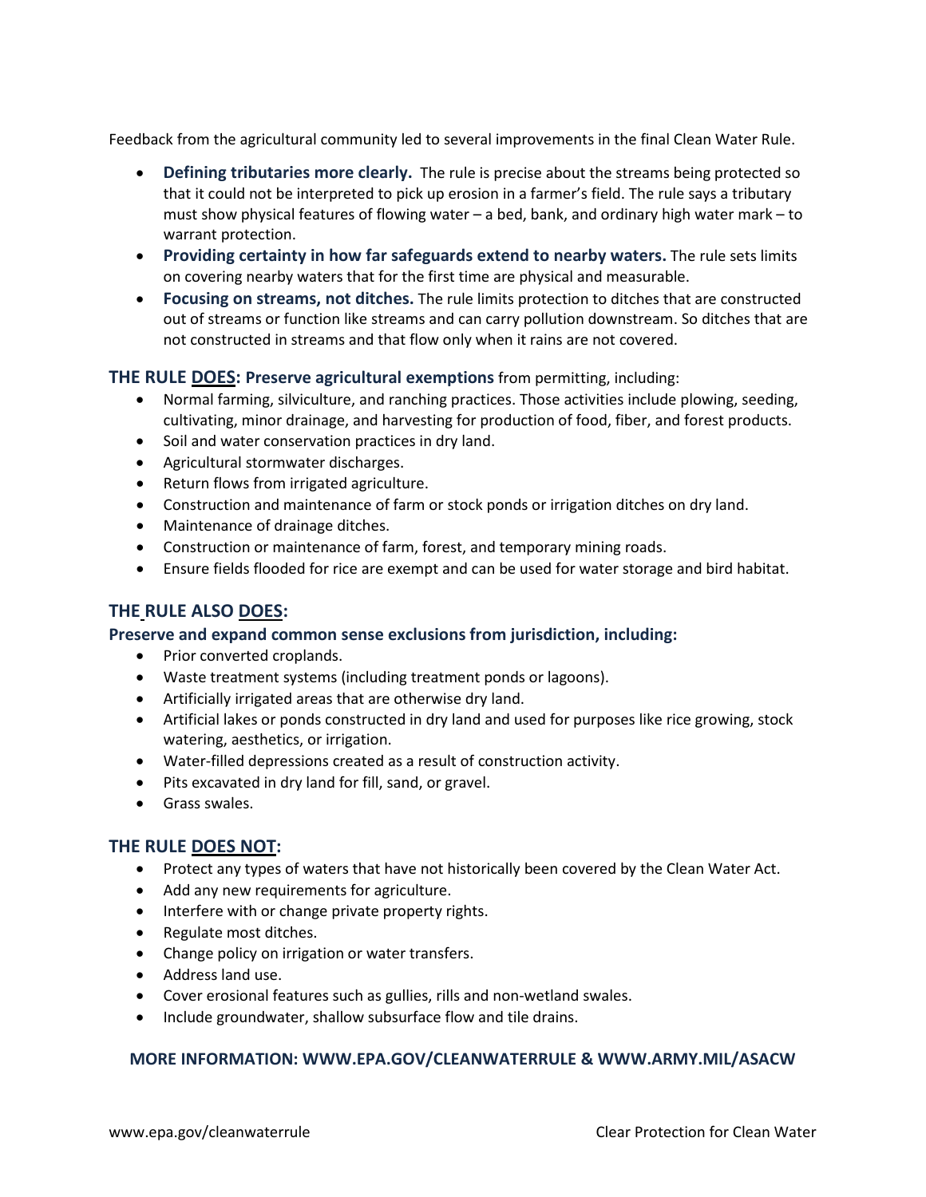Feedback from the agricultural community led to several improvements in the final Clean Water Rule.

- **Defining tributaries more clearly.** The rule is precise about the streams being protected so that it could not be interpreted to pick up erosion in a farmer's field. The rule says a tributary must show physical features of flowing water – a bed, bank, and ordinary high water mark – to warrant protection.
- **Providing certainty in how far safeguards extend to nearby waters.** The rule sets limits on covering nearby waters that for the first time are physical and measurable.
- **Focusing on streams, not ditches.** The rule limits protection to ditches that are constructed out of streams or function like streams and can carry pollution downstream. So ditches that are not constructed in streams and that flow only when it rains are not covered.

**THE RULE DOES: Preserve agricultural exemptions** from permitting, including:

- Normal farming, silviculture, and ranching practices. Those activities include plowing, seeding, cultivating, minor drainage, and harvesting for production of food, fiber, and forest products.
- Soil and water conservation practices in dry land.
- Agricultural stormwater discharges.
- Return flows from irrigated agriculture.
- Construction and maintenance of farm or stock ponds or irrigation ditches on dry land.
- Maintenance of drainage ditches.
- Construction or maintenance of farm, forest, and temporary mining roads.
- Ensure fields flooded for rice are exempt and can be used for water storage and bird habitat.

## THE RULE ALSO DOES:

**Preserve and expand common sense exclusions from jurisdiction, including:**

- Prior converted croplands.
- Waste treatment systems (including treatment ponds or lagoons).
- Artificially irrigated areas that are otherwise dry land.
- Artificial lakes or ponds constructed in dry land and used for purposes like rice growing, stock watering, aesthetics, or irrigation.
- Water-filled depressions created as a result of construction activity.
- Pits excavated in dry land for fill, sand, or gravel.
- Grass swales.

## THE RULE DOES NOT:

- Protect any types of waters that have not historically been covered by the Clean Water Act.
- Add any new requirements for agriculture.
- Interfere with or change private property rights.
- Regulate most ditches.
- Change policy on irrigation or water transfers.
- Address land use.
- Cover erosional features such as gullies, rills and non-wetland swales.
- Include groundwater, shallow subsurface flow and tile drains.

**MORE INFORMATION: WWW.EPA.GOV/CLEANWATERRULE & WWW.ARMY.MIL/ASACW**